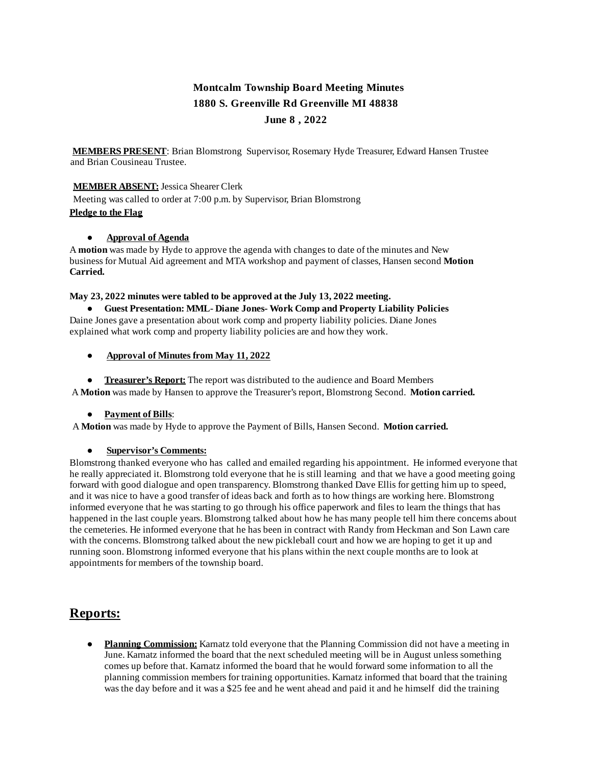**Montcalm Township Board Meeting Minutes**
**1880 S. Greenville Rd Greenville MI 48838**
**June 8 , 2022**

**MEMBERS PRESENT**: Brian Blomstrong Supervisor, Rosemary Hyde Treasurer, Edward Hansen Trustee and Brian Cousineau Trustee.

**MEMBER ABSENT:** Jessica Shearer Clerk

Meeting was called to order at 7:00 p.m. by Supervisor, Brian Blomstrong

**Pledge to the Flag**

- **Approval of Agenda**

A **motion** was made by Hyde to approve the agenda with changes to date of the minutes and New business for Mutual Aid agreement and MTA workshop and payment of classes, Hansen second **Motion Carried.**

**May 23, 2022 minutes were tabled to be approved at the July 13, 2022 meeting.**

- **Guest Presentation: MML- Diane Jones- Work Comp and Property Liability Policies**

Daine Jones gave a presentation about work comp and property liability policies. Diane Jones explained what work comp and property liability policies are and how they work.

- **Approval of Minutes from May 11, 2022**

- **Treasurer's Report:** The report was distributed to the audience and Board Members

A **Motion** was made by Hansen to approve the Treasurer's report, Blomstrong Second. **Motion carried.**

- **Payment of Bills**:

A **Motion** was made by Hyde to approve the Payment of Bills, Hansen Second. **Motion carried.**

- **Supervisor's Comments:**

Blomstrong thanked everyone who has called and emailed regarding his appointment. He informed everyone that he really appreciated it. Blomstrong told everyone that he is still learning and that we have a good meeting going forward with good dialogue and open transparency. Blomstrong thanked Dave Ellis for getting him up to speed, and it was nice to have a good transfer of ideas back and forth as to how things are working here. Blomstrong informed everyone that he was starting to go through his office paperwork and files to learn the things that has happened in the last couple years. Blomstrong talked about how he has many people tell him there concerns about the cemeteries. He informed everyone that he has been in contract with Randy from Heckman and Son Lawn care with the concerns. Blomstrong talked about the new pickleball court and how we are hoping to get it up and running soon. Blomstrong informed everyone that his plans within the next couple months are to look at appointments for members of the township board.

## Reports:

- **Planning Commission:** Karnatz told everyone that the Planning Commission did not have a meeting in June. Karnatz informed the board that the next scheduled meeting will be in August unless something comes up before that. Karnatz informed the board that he would forward some information to all the planning commission members for training opportunities. Karnatz informed that board that the training was the day before and it was a $25 fee and he went ahead and paid it and he himself did the training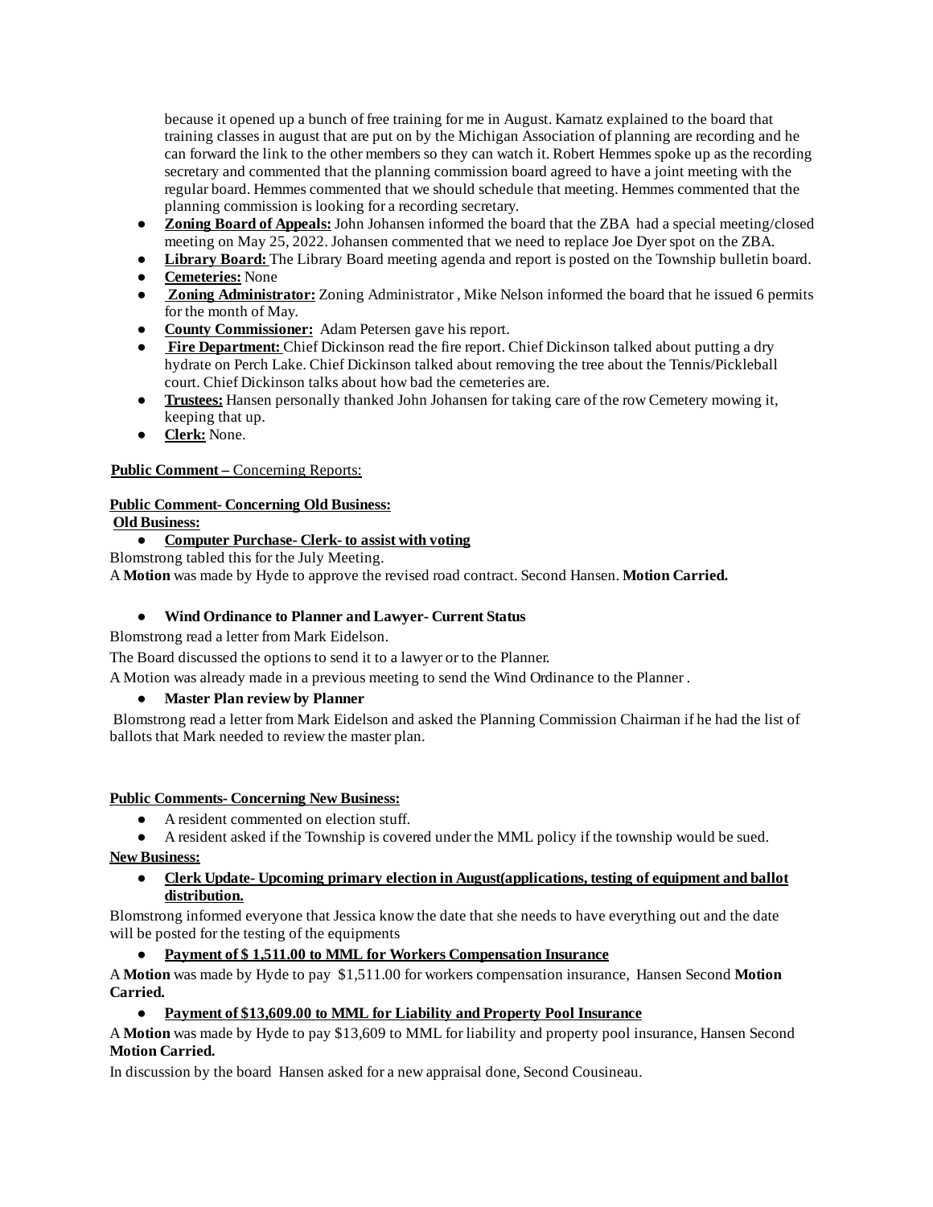because it opened up a bunch of free training for me in August. Karnatz explained to the board that training classes in august that are put on by the Michigan Association of planning are recording and he can forward the link to the other members so they can watch it. Robert Hemmes spoke up as the recording secretary and commented that the planning commission board agreed to have a joint meeting with the regular board. Hemmes commented that we should schedule that meeting. Hemmes commented that the planning commission is looking for a recording secretary.

- **Zoning Board of Appeals:** John Johansen informed the board that the ZBA had a special meeting/closed meeting on May 25, 2022. Johansen commented that we need to replace Joe Dyer spot on the ZBA.
- **Library Board:** The Library Board meeting agenda and report is posted on the Township bulletin board.
- **Cemeteries:** None
- **Zoning Administrator:** Zoning Administrator , Mike Nelson informed the board that he issued 6 permits for the month of May.
- **County Commissioner:** Adam Petersen gave his report.
- **Fire Department:** Chief Dickinson read the fire report. Chief Dickinson talked about putting a dry hydrate on Perch Lake. Chief Dickinson talked about removing the tree about the Tennis/Pickleball court. Chief Dickinson talks about how bad the cemeteries are.
- **Trustees:** Hansen personally thanked John Johansen for taking care of the row Cemetery mowing it, keeping that up.
- **Clerk:** None.

**Public Comment –** Concerning Reports:

**Public Comment- Concerning Old Business:**

**Old Business:**

- **Computer Purchase- Clerk- to assist with voting**

Blomstrong tabled this for the July Meeting.

A **Motion** was made by Hyde to approve the revised road contract. Second Hansen. **Motion Carried.**

- **Wind Ordinance to Planner and Lawyer- Current Status**

Blomstrong read a letter from Mark Eidelson.

The Board discussed the options to send it to a lawyer or to the Planner.

A Motion was already made in a previous meeting to send the Wind Ordinance to the Planner .

- **Master Plan review by Planner**

Blomstrong read a letter from Mark Eidelson and asked the Planning Commission Chairman if he had the list of ballots that Mark needed to review the master plan.

**Public Comments- Concerning New Business:**

- A resident commented on election stuff.
- A resident asked if the Township is covered under the MML policy if the township would be sued.

**New Business:**

- **Clerk Update- Upcoming primary election in August(applications, testing of equipment and ballot distribution.**

Blomstrong informed everyone that Jessica know the date that she needs to have everything out and the date will be posted for the testing of the equipments

- **Payment of $ 1,511.00 to MML for Workers Compensation Insurance**

A **Motion** was made by Hyde to pay $1,511.00 for workers compensation insurance, Hansen Second **Motion Carried.**

- **Payment of $13,609.00 to MML for Liability and Property Pool Insurance**

A **Motion** was made by Hyde to pay $13,609 to MML for liability and property pool insurance, Hansen Second **Motion Carried.**

In discussion by the board Hansen asked for a new appraisal done, Second Cousineau.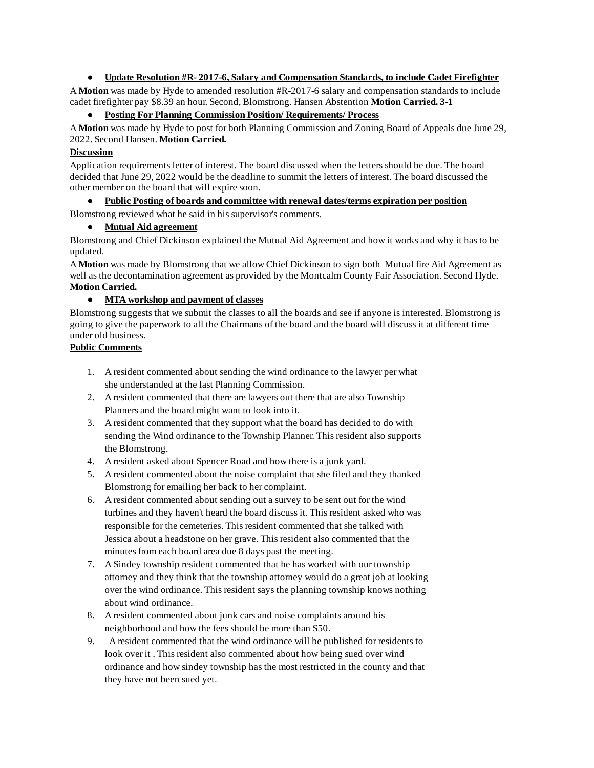- **Update Resolution #R- 2017-6, Salary and Compensation Standards, to include Cadet Firefighter**

A **Motion** was made by Hyde to amended resolution #R-2017-6 salary and compensation standards to include cadet firefighter pay $8.39 an hour. Second, Blomstrong. Hansen Abstention **Motion Carried. 3-1**

- **Posting For Planning Commission Position/ Requirements/ Process**

A **Motion** was made by Hyde to post for both Planning Commission and Zoning Board of Appeals due June 29, 2022. Second Hansen. **Motion Carried.**

**Discussion**

Application requirements letter of interest. The board discussed when the letters should be due. The board decided that June 29, 2022 would be the deadline to summit the letters of interest. The board discussed the other member on the board that will expire soon.

- **Public Posting of boards and committee with renewal dates/terms expiration per position**

Blomstrong reviewed what he said in his supervisor's comments.

- **Mutual Aid agreement**

Blomstrong and Chief Dickinson explained the Mutual Aid Agreement and how it works and why it has to be updated.

A **Motion** was made by Blomstrong that we allow Chief Dickinson to sign both Mutual fire Aid Agreement as well as the decontamination agreement as provided by the Montcalm County Fair Association. Second Hyde. **Motion Carried.**

- **MTA workshop and payment of classes**

Blomstrong suggests that we submit the classes to all the boards and see if anyone is interested. Blomstrong is going to give the paperwork to all the Chairmans of the board and the board will discuss it at different time under old business.

**Public Comments**

1. A resident commented about sending the wind ordinance to the lawyer per what she understanded at the last Planning Commission.
2. A resident commented that there are lawyers out there that are also Township Planners and the board might want to look into it.
3. A resident commented that they support what the board has decided to do with sending the Wind ordinance to the Township Planner. This resident also supports the Blomstrong.
4. A resident asked about Spencer Road and how there is a junk yard.
5. A resident commented about the noise complaint that she filed and they thanked Blomstrong for emailing her back to her complaint.
6. A resident commented about sending out a survey to be sent out for the wind turbines and they haven't heard the board discuss it. This resident asked who was responsible for the cemeteries. This resident commented that she talked with Jessica about a headstone on her grave. This resident also commented that the minutes from each board area due 8 days past the meeting.
7. A Sindey township resident commented that he has worked with our township attorney and they think that the township attorney would do a great job at looking over the wind ordinance. This resident says the planning township knows nothing about wind ordinance.
8. A resident commented about junk cars and noise complaints around his neighborhood and how the fees should be more than $50.
9. A resident commented that the wind ordinance will be published for residents to look over it . This resident also commented about how being sued over wind ordinance and how sindey township has the most restricted in the county and that they have not been sued yet.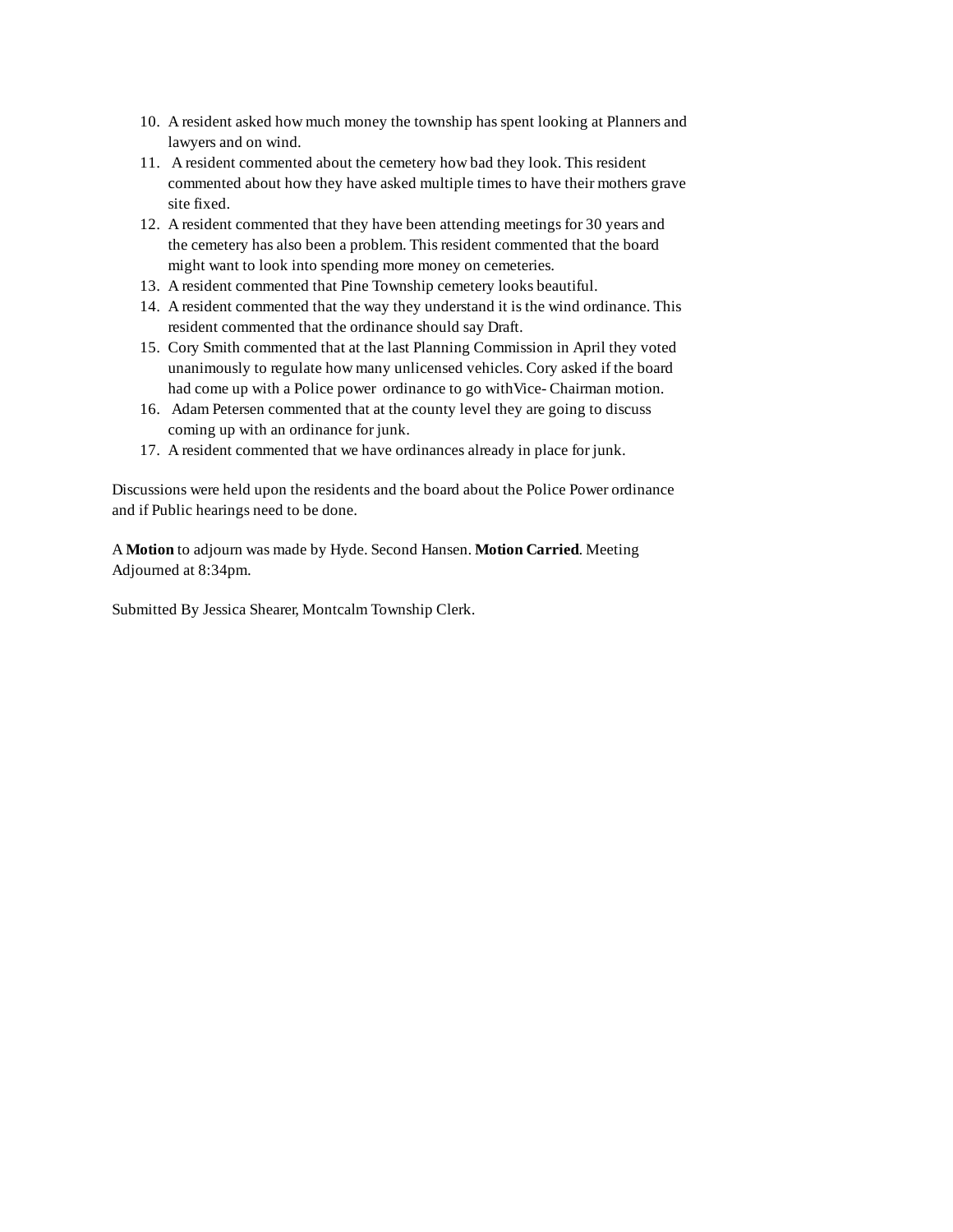10. A resident asked how much money the township has spent looking at Planners and lawyers and on wind.
11. A resident commented about the cemetery how bad they look. This resident commented about how they have asked multiple times to have their mothers grave site fixed.
12. A resident commented that they have been attending meetings for 30 years and the cemetery has also been a problem. This resident commented that the board might want to look into spending more money on cemeteries.
13. A resident commented that Pine Township cemetery looks beautiful.
14. A resident commented that the way they understand it is the wind ordinance. This resident commented that the ordinance should say Draft.
15. Cory Smith commented that at the last Planning Commission in April they voted unanimously to regulate how many unlicensed vehicles. Cory asked if the board had come up with a Police power ordinance to go withVice- Chairman motion.
16. Adam Petersen commented that at the county level they are going to discuss coming up with an ordinance for junk.
17. A resident commented that we have ordinances already in place for junk.

Discussions were held upon the residents and the board about the Police Power ordinance and if Public hearings need to be done.

A **Motion** to adjourn was made by Hyde. Second Hansen. **Motion Carried**. Meeting Adjourned at 8:34pm.

Submitted By Jessica Shearer, Montcalm Township Clerk.